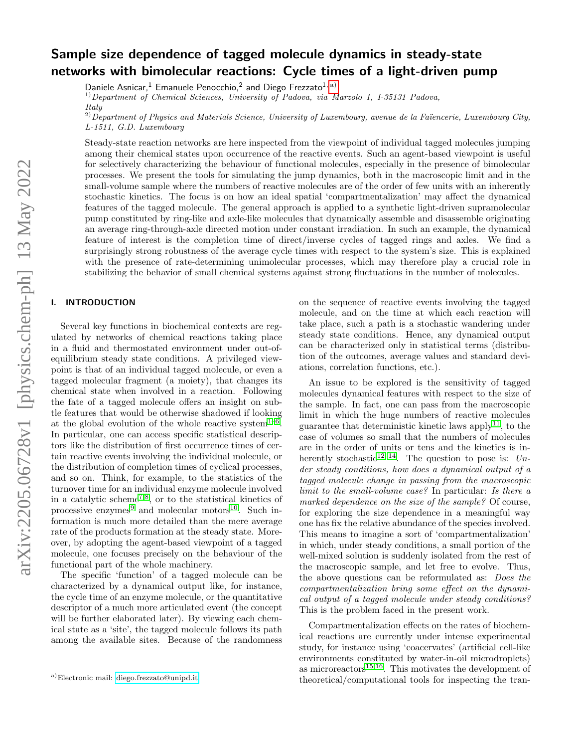# Sample size dependence of tagged molecule dynamics in steady-state networks with bimolecular reactions: Cycle times of a light-driven pump

Daniele Asnicar,[1] Emanuele Penocchio,[2] and Diego Frezzato[1,a)]

[1)] *Department of Chemical Sciences, University of Padova, via Marzolo 1, I-35131 Padova, Italy*

[2)] *Department of Physics and Materials Science, University of Luxembourg, avenue de la Faïencerie, Luxembourg City, L-1511, G.D. Luxembourg*

Steady-state reaction networks are here inspected from the viewpoint of individual tagged molecules jumping among their chemical states upon occurrence of the reactive events. Such an agent-based viewpoint is useful for selectively characterizing the behaviour of functional molecules, especially in the presence of bimolecular processes. We present the tools for simulating the jump dynamics, both in the macroscopic limit and in the small-volume sample where the numbers of reactive molecules are of the order of few units with an inherently stochastic kinetics. The focus is on how an ideal spatial 'compartmentalization' may affect the dynamical features of the tagged molecule. The general approach is applied to a synthetic light-driven supramolecular pump constituted by ring-like and axle-like molecules that dynamically assemble and disassemble originating an average ring-through-axle directed motion under constant irradiation. In such an example, the dynamical feature of interest is the completion time of direct/inverse cycles of tagged rings and axles. We find a surprisingly strong robustness of the average cycle times with respect to the system's size. This is explained with the presence of rate-determining unimolecular processes, which may therefore play a crucial role in stabilizing the behavior of small chemical systems against strong fluctuations in the number of molecules.

## I. INTRODUCTION

Several key functions in biochemical contexts are regulated by networks of chemical reactions taking place in a fluid and thermostated environment under out-of-equilibrium steady state conditions. A privileged viewpoint is that of an individual tagged molecule, or even a tagged molecular fragment (a moiety), that changes its chemical state when involved in a reaction. Following the fate of a tagged molecule offers an insight on subtle features that would be otherwise shadowed if looking at the global evolution of the whole reactive system[1–6]. In particular, one can access specific statistical descriptors like the distribution of first occurrence times of certain reactive events involving the individual molecule, or the distribution of completion times of cyclical processes, and so on. Think, for example, to the statistics of the turnover time for an individual enzyme molecule involved in a catalytic scheme[7,8], or to the statistical kinetics of processive enzymes[9] and molecular motors[10]. Such information is much more detailed than the mere average rate of the products formation at the steady state. Moreover, by adopting the agent-based viewpoint of a tagged molecule, one focuses precisely on the behaviour of the functional part of the whole machinery.

The specific 'function' of a tagged molecule can be characterized by a dynamical output like, for instance, the cycle time of an enzyme molecule, or the quantitative descriptor of a much more articulated event (the concept will be further elaborated later). By viewing each chemical state as a 'site', the tagged molecule follows its path among the available sites. Because of the randomness on the sequence of reactive events involving the tagged molecule, and on the time at which each reaction will take place, such a path is a stochastic wandering under steady state conditions. Hence, any dynamical output can be characterized only in statistical terms (distribution of the outcomes, average values and standard deviations, correlation functions, etc.).

An issue to be explored is the sensitivity of tagged molecules dynamical features with respect to the size of the sample. In fact, one can pass from the macroscopic limit in which the huge numbers of reactive molecules guarantee that deterministic kinetic laws apply[11], to the case of volumes so small that the numbers of molecules are in the order of units or tens and the kinetics is inherently stochastic[12–14]. The question to pose is: *Under steady conditions, how does a dynamical output of a tagged molecule change in passing from the macroscopic limit to the small-volume case?* In particular: *Is there a marked dependence on the size of the sample?* Of course, for exploring the size dependence in a meaningful way one has fix the relative abundance of the species involved. This means to imagine a sort of 'compartmentalization' in which, under steady conditions, a small portion of the well-mixed solution is suddenly isolated from the rest of the macroscopic sample, and let free to evolve. Thus, the above questions can be reformulated as: *Does the compartmentalization bring some effect on the dynamical output of a tagged molecule under steady conditions?* This is the problem faced in the present work.

Compartmentalization effects on the rates of biochemical reactions are currently under intense experimental study, for instance using 'coacervates' (artificial cell-like environments constituted by water-in-oil microdroplets) as microreactors[15,16]. This motivates the development of theoretical/computational tools for inspecting the tran-

a)Electronic mail: diego.frezzato@unipd.it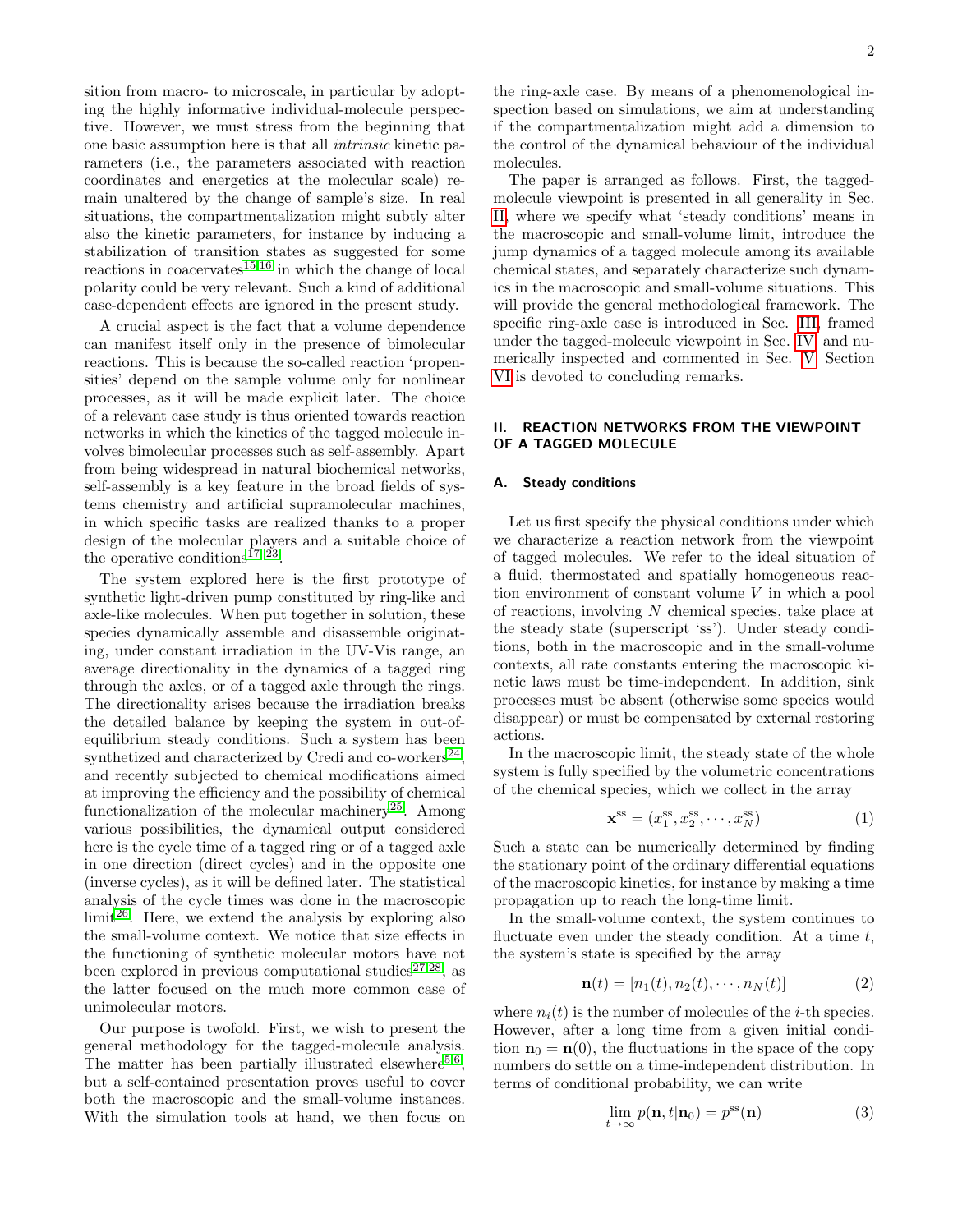sition from macro- to microscale, in particular by adopting the highly informative individual-molecule perspective. However, we must stress from the beginning that one basic assumption here is that all *intrinsic* kinetic parameters (i.e., the parameters associated with reaction coordinates and energetics at the molecular scale) remain unaltered by the change of sample's size. In real situations, the compartmentalization might subtly alter also the kinetic parameters, for instance by inducing a stabilization of transition states as suggested for some reactions in coacervates[15,16] in which the change of local polarity could be very relevant. Such a kind of additional case-dependent effects are ignored in the present study.

A crucial aspect is the fact that a volume dependence can manifest itself only in the presence of bimolecular reactions. This is because the so-called reaction 'propensities' depend on the sample volume only for nonlinear processes, as it will be made explicit later. The choice of a relevant case study is thus oriented towards reaction networks in which the kinetics of the tagged molecule involves bimolecular processes such as self-assembly. Apart from being widespread in natural biochemical networks, self-assembly is a key feature in the broad fields of systems chemistry and artificial supramolecular machines, in which specific tasks are realized thanks to a proper design of the molecular players and a suitable choice of the operative conditions[17–23].

The system explored here is the first prototype of synthetic light-driven pump constituted by ring-like and axle-like molecules. When put together in solution, these species dynamically assemble and disassemble originating, under constant irradiation in the UV-Vis range, an average directionality in the dynamics of a tagged ring through the axles, or of a tagged axle through the rings. The directionality arises because the irradiation breaks the detailed balance by keeping the system in out-of-equilibrium steady conditions. Such a system has been synthetized and characterized by Credi and co-workers[24], and recently subjected to chemical modifications aimed at improving the efficiency and the possibility of chemical functionalization of the molecular machinery[25]. Among various possibilities, the dynamical output considered here is the cycle time of a tagged ring or of a tagged axle in one direction (direct cycles) and in the opposite one (inverse cycles), as it will be defined later. The statistical analysis of the cycle times was done in the macroscopic limit[26]. Here, we extend the analysis by exploring also the small-volume context. We notice that size effects in the functioning of synthetic molecular motors have not been explored in previous computational studies[27,28], as the latter focused on the much more common case of unimolecular motors.

Our purpose is twofold. First, we wish to present the general methodology for the tagged-molecule analysis. The matter has been partially illustrated elsewhere[5,6], but a self-contained presentation proves useful to cover both the macroscopic and the small-volume instances. With the simulation tools at hand, we then focus on the ring-axle case. By means of a phenomenological inspection based on simulations, we aim at understanding if the compartmentalization might add a dimension to the control of the dynamical behaviour of the individual molecules.

The paper is arranged as follows. First, the tagged-molecule viewpoint is presented in all generality in Sec. II, where we specify what 'steady conditions' means in the macroscopic and small-volume limit, introduce the jump dynamics of a tagged molecule among its available chemical states, and separately characterize such dynamics in the macroscopic and small-volume situations. This will provide the general methodological framework. The specific ring-axle case is introduced in Sec. III, framed under the tagged-molecule viewpoint in Sec. IV and numerically inspected and commented in Sec. V. Section VI is devoted to concluding remarks.

## II. REACTION NETWORKS FROM THE VIEWPOINT OF A TAGGED MOLECULE

### A. Steady conditions

Let us first specify the physical conditions under which we characterize a reaction network from the viewpoint of tagged molecules. We refer to the ideal situation of a fluid, thermostated and spatially homogeneous reaction environment of constant volume $V$ in which a pool of reactions, involving $N$ chemical species, take place at the steady state (superscript 'ss'). Under steady conditions, both in the macroscopic and in the small-volume contexts, all rate constants entering the macroscopic kinetic laws must be time-independent. In addition, sink processes must be absent (otherwise some species would disappear) or must be compensated by external restoring actions.

In the macroscopic limit, the steady state of the whole system is fully specified by the volumetric concentrations of the chemical species, which we collect in the array

$$\mathbf{x}^{\rm ss} = (x_1^{\rm ss}, x_2^{\rm ss}, \cdots, x_N^{\rm ss}) \tag{1}$$

Such a state can be numerically determined by finding the stationary point of the ordinary differential equations of the macroscopic kinetics, for instance by making a time propagation up to reach the long-time limit.

In the small-volume context, the system continues to fluctuate even under the steady condition. At a time $t$, the system's state is specified by the array

$$\mathbf{n}(t) = [n_1(t), n_2(t), \cdots, n_N(t)] \tag{2}$$

where $n_i(t)$ is the number of molecules of the $i$-th species. However, after a long time from a given initial condition $\mathbf{n}_0 = \mathbf{n}(0)$, the fluctuations in the space of the copy numbers do settle on a time-independent distribution. In terms of conditional probability, we can write

$$\lim_{t\to\infty} p(\mathbf{n}, t|\mathbf{n}_0) = p^{\rm ss}(\mathbf{n}) \tag{3}$$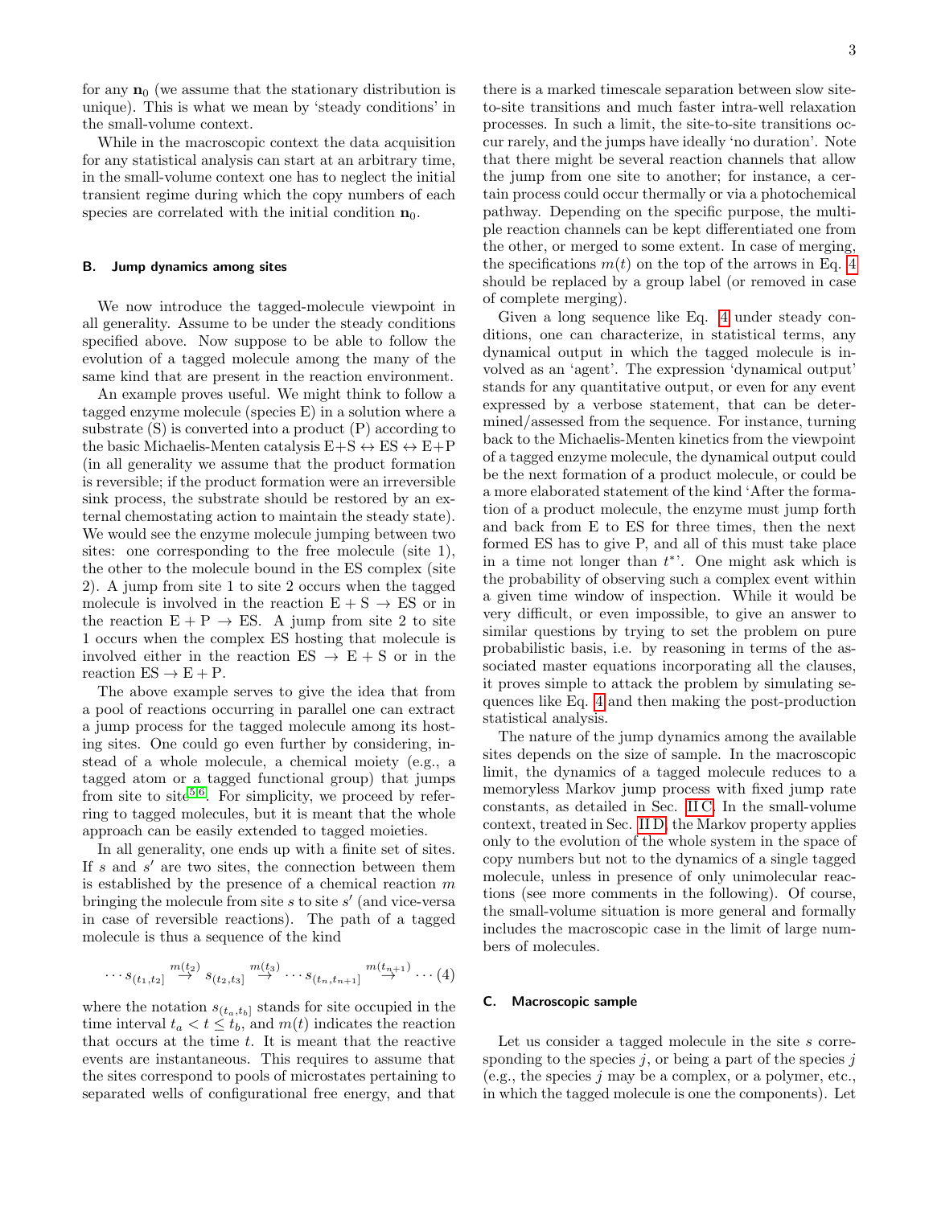for any $\mathbf{n}_0$ (we assume that the stationary distribution is unique). This is what we mean by 'steady conditions' in the small-volume context.

While in the macroscopic context the data acquisition for any statistical analysis can start at an arbitrary time, in the small-volume context one has to neglect the initial transient regime during which the copy numbers of each species are correlated with the initial condition $\mathbf{n}_0$.

### B. Jump dynamics among sites

We now introduce the tagged-molecule viewpoint in all generality. Assume to be under the steady conditions specified above. Now suppose to be able to follow the evolution of a tagged molecule among the many of the same kind that are present in the reaction environment.

An example proves useful. We might think to follow a tagged enzyme molecule (species E) in a solution where a substrate (S) is converted into a product (P) according to the basic Michaelis-Menten catalysis E+S ↔ ES ↔ E+P (in all generality we assume that the product formation is reversible; if the product formation were an irreversible sink process, the substrate should be restored by an external chemostating action to maintain the steady state). We would see the enzyme molecule jumping between two sites: one corresponding to the free molecule (site 1), the other to the molecule bound in the ES complex (site 2). A jump from site 1 to site 2 occurs when the tagged molecule is involved in the reaction E + S → ES or in the reaction E + P → ES. A jump from site 2 to site 1 occurs when the complex ES hosting that molecule is involved either in the reaction ES → E + S or in the reaction ES → E + P.

The above example serves to give the idea that from a pool of reactions occurring in parallel one can extract a jump process for the tagged molecule among its hosting sites. One could go even further by considering, instead of a whole molecule, a chemical moiety (e.g., a tagged atom or a tagged functional group) that jumps from site to site[5,6]. For simplicity, we proceed by referring to tagged molecules, but it is meant that the whole approach can be easily extended to tagged moieties.

In all generality, one ends up with a finite set of sites. If $s$ and $s'$ are two sites, the connection between them is established by the presence of a chemical reaction $m$ bringing the molecule from site $s$ to site $s'$ (and vice-versa in case of reversible reactions). The path of a tagged molecule is thus a sequence of the kind

$$\cdots s_{(t_1,t_2]} \overset{m(t_2)}{\rightarrow} s_{(t_2,t_3]} \overset{m(t_3)}{\rightarrow} \cdots s_{(t_n,t_{n+1}]} \overset{m(t_{n+1})}{\rightarrow} \cdots \quad (4)$$

where the notation $s_{(t_a,t_b]}$ stands for site occupied in the time interval $t_a < t \leq t_b$, and $m(t)$ indicates the reaction that occurs at the time $t$. It is meant that the reactive events are instantaneous. This requires to assume that the sites correspond to pools of microstates pertaining to separated wells of configurational free energy, and that there is a marked timescale separation between slow site-to-site transitions and much faster intra-well relaxation processes. In such a limit, the site-to-site transitions occur rarely, and the jumps have ideally 'no duration'. Note that there might be several reaction channels that allow the jump from one site to another; for instance, a certain process could occur thermally or via a photochemical pathway. Depending on the specific purpose, the multiple reaction channels can be kept differentiated one from the other, or merged to some extent. In case of merging, the specifications $m(t)$ on the top of the arrows in Eq. 4 should be replaced by a group label (or removed in case of complete merging).

Given a long sequence like Eq. 4 under steady conditions, one can characterize, in statistical terms, any dynamical output in which the tagged molecule is involved as an 'agent'. The expression 'dynamical output' stands for any quantitative output, or even for any event expressed by a verbose statement, that can be determined/assessed from the sequence. For instance, turning back to the Michaelis-Menten kinetics from the viewpoint of a tagged enzyme molecule, the dynamical output could be the next formation of a product molecule, or could be a more elaborated statement of the kind 'After the formation of a product molecule, the enzyme must jump forth and back from E to ES for three times, then the next formed ES has to give P, and all of this must take place in a time not longer than $t^*$'. One might ask which is the probability of observing such a complex event within a given time window of inspection. While it would be very difficult, or even impossible, to give an answer to similar questions by trying to set the problem on pure probabilistic basis, i.e. by reasoning in terms of the associated master equations incorporating all the clauses, it proves simple to attack the problem by simulating sequences like Eq. 4 and then making the post-production statistical analysis.

The nature of the jump dynamics among the available sites depends on the size of sample. In the macroscopic limit, the dynamics of a tagged molecule reduces to a memoryless Markov jump process with fixed jump rate constants, as detailed in Sec. II C. In the small-volume context, treated in Sec. II D, the Markov property applies only to the evolution of the whole system in the space of copy numbers but not to the dynamics of a single tagged molecule, unless in presence of only unimolecular reactions (see more comments in the following). Of course, the small-volume situation is more general and formally includes the macroscopic case in the limit of large numbers of molecules.

### C. Macroscopic sample

Let us consider a tagged molecule in the site $s$ corresponding to the species $j$, or being a part of the species $j$ (e.g., the species $j$ may be a complex, or a polymer, etc., in which the tagged molecule is one the components). Let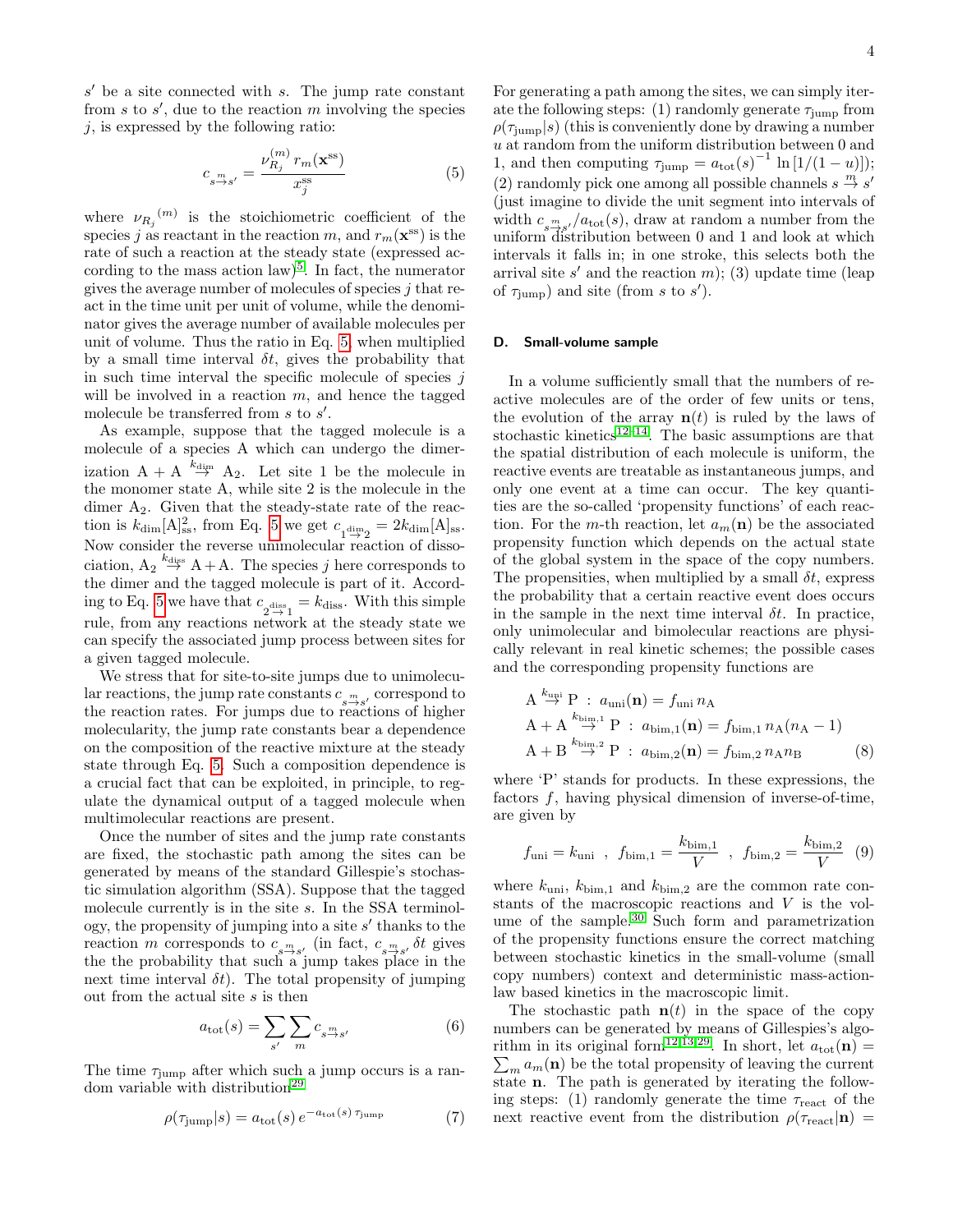$s'$ be a site connected with $s$. The jump rate constant from $s$ to $s'$, due to the reaction $m$ involving the species $j$, is expressed by the following ratio:

$$c_{s \xrightarrow{m} s'} = \frac{\nu_{R_j}^{(m)} \, r_m(\mathbf{x}^{\rm ss})}{x_j^{\rm ss}} \tag{5}$$

where ${\nu_{R_j}}^{(m)}$ is the stoichiometric coefficient of the species $j$ as reactant in the reaction $m$, and $r_m(\mathbf{x}^{\rm ss})$ is the rate of such a reaction at the steady state (expressed according to the mass action law)[5]. In fact, the numerator gives the average number of molecules of species $j$ that react in the time unit per unit of volume, while the denominator gives the average number of available molecules per unit of volume. Thus the ratio in Eq. 5, when multiplied by a small time interval $\delta t$, gives the probability that in such time interval the specific molecule of species $j$ will be involved in a reaction $m$, and hence the tagged molecule be transferred from $s$ to $s'$.

As example, suppose that the tagged molecule is a molecule of a species A which can undergo the dimerization $\mathrm{A}+\mathrm{A} \overset{k_{\rm dim}}{\rightarrow} \mathrm{A}_2$. Let site 1 be the molecule in the monomer state A, while site 2 is the molecule in the dimer $\mathrm{A}_2$. Given that the steady-state rate of the reaction is $k_{\rm dim}[\mathrm{A}]_{\rm ss}^2$, from Eq. 5 we get $c_{1 \xrightarrow{\rm dim} 2} = 2k_{\rm dim}[\mathrm{A}]_{\rm ss}$. Now consider the reverse unimolecular reaction of dissociation, $\mathrm{A}_2 \overset{k_{\rm diss}}{\rightarrow} \mathrm{A}+\mathrm{A}$. The species $j$ here corresponds to the dimer and the tagged molecule is part of it. According to Eq. 5 we have that $c_{2 \xrightarrow{\rm diss} 1} = k_{\rm diss}$. With this simple rule, from any reactions network at the steady state we can specify the associated jump process between sites for a given tagged molecule.

We stress that for site-to-site jumps due to unimolecular reactions, the jump rate constants $c_{s \xrightarrow{m} s'}$ correspond to the reaction rates. For jumps due to reactions of higher molecularity, the jump rate constants bear a dependence on the composition of the reactive mixture at the steady state through Eq. 5. Such a composition dependence is a crucial fact that can be exploited, in principle, to regulate the dynamical output of a tagged molecule when multimolecular reactions are present.

Once the number of sites and the jump rate constants are fixed, the stochastic path among the sites can be generated by means of the standard Gillespie's stochastic simulation algorithm (SSA). Suppose that the tagged molecule currently is in the site $s$. In the SSA terminology, the propensity of jumping into a site $s'$ thanks to the reaction $m$ corresponds to $c_{s \xrightarrow{m} s'}$ (in fact, $c_{s \xrightarrow{m} s'} \delta t$ gives the the probability that such a jump takes place in the next time interval $\delta t$). The total propensity of jumping out from the actual site $s$ is then

$$a_{\rm tot}(s) = \sum_{s'} \sum_{m} c_{s \xrightarrow{m} s'} \tag{6}$$

The time $\tau_{\rm jump}$ after which such a jump occurs is a random variable with distribution[29]

$$\rho(\tau_{\rm jump}|s) = a_{\rm tot}(s)\, e^{-a_{\rm tot}(s)\, \tau_{\rm jump}} \tag{7}$$

For generating a path among the sites, we can simply iterate the following steps: (1) randomly generate $\tau_{\rm jump}$ from $\rho(\tau_{\rm jump}|s)$ (this is conveniently done by drawing a number $u$ at random from the uniform distribution between 0 and 1, and then computing $\tau_{\rm jump} = a_{\rm tot}(s)^{-1} \ln[1/(1-u)]$); (2) randomly pick one among all possible channels $s \overset{m}{\rightarrow} s'$ (just imagine to divide the unit segment into intervals of width $c_{s \xrightarrow{m} s'}/a_{\rm tot}(s)$, draw at random a number from the uniform distribution between 0 and 1 and look at which intervals it falls in; in one stroke, this selects both the arrival site $s'$ and the reaction $m$); (3) update time (leap of $\tau_{\rm jump}$) and site (from $s$ to $s'$).

### D. Small-volume sample

In a volume sufficiently small that the numbers of reactive molecules are of the order of few units or tens, the evolution of the array $\mathbf{n}(t)$ is ruled by the laws of stochastic kinetics[12–14]. The basic assumptions are that the spatial distribution of each molecule is uniform, the reactive events are treatable as instantaneous jumps, and only one event at a time can occur. The key quantities are the so-called 'propensity functions' of each reaction. For the $m$-th reaction, let $a_m(\mathbf{n})$ be the associated propensity function which depends on the actual state of the global system in the space of the copy numbers. The propensities, when multiplied by a small $\delta t$, express the probability that a certain reactive event does occurs in the sample in the next time interval $\delta t$. In practice, only unimolecular and bimolecular reactions are physically relevant in real kinetic schemes; the possible cases and the corresponding propensity functions are

$$\begin{aligned}
&\mathrm{A} \overset{k_{\rm uni}}{\rightarrow} \mathrm{P} \;:\; a_{\rm uni}(\mathbf{n}) = f_{\rm uni}\, n_{\mathrm{A}} \\
&\mathrm{A}+\mathrm{A} \overset{k_{\rm bim,1}}{\rightarrow} \mathrm{P} \;:\; a_{\rm bim,1}(\mathbf{n}) = f_{\rm bim,1}\, n_{\mathrm{A}}(n_{\mathrm{A}}-1) \\
&\mathrm{A}+\mathrm{B} \overset{k_{\rm bim,2}}{\rightarrow} \mathrm{P} \;:\; a_{\rm bim,2}(\mathbf{n}) = f_{\rm bim,2}\, n_{\mathrm{A}} n_{\mathrm{B}}
\end{aligned} \tag{8}$$

where 'P' stands for products. In these expressions, the factors $f$, having physical dimension of inverse-of-time, are given by

$$f_{\rm uni} = k_{\rm uni} \;\;,\;\; f_{\rm bim,1} = \frac{k_{\rm bim,1}}{V} \;\;,\;\; f_{\rm bim,2} = \frac{k_{\rm bim,2}}{V} \tag{9}$$

where $k_{\rm uni}$, $k_{\rm bim,1}$ and $k_{\rm bim,2}$ are the common rate constants of the macroscopic reactions and $V$ is the volume of the sample.[30] Such form and parametrization of the propensity functions ensure the correct matching between stochastic kinetics in the small-volume (small copy numbers) context and deterministic mass-action-law based kinetics in the macroscopic limit.

The stochastic path $\mathbf{n}(t)$ in the space of the copy numbers can be generated by means of Gillespies's algorithm in its original form[12,13,29]. In short, let $a_{\rm tot}(\mathbf{n}) = \sum_m a_m(\mathbf{n})$ be the total propensity of leaving the current state $\mathbf{n}$. The path is generated by iterating the following steps: (1) randomly generate the time $\tau_{\rm react}$ of the next reactive event from the distribution $\rho(\tau_{\rm react}|\mathbf{n}) =$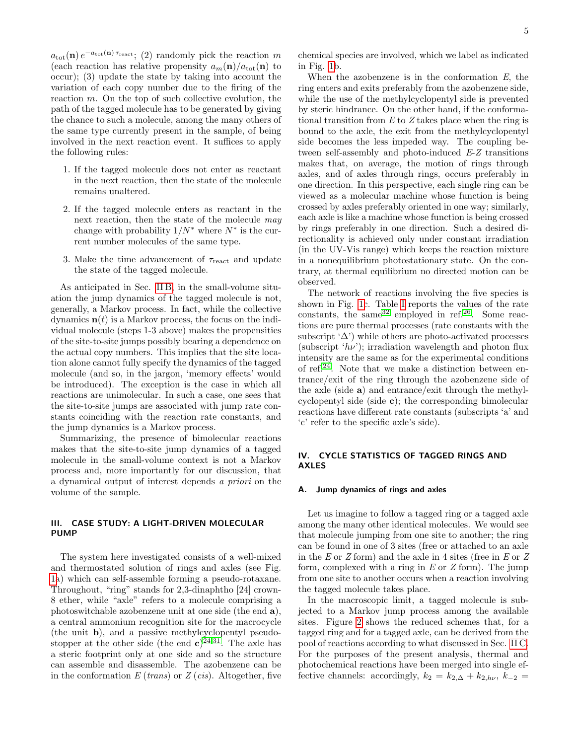$a_{\rm tot}(\mathbf{n})\, e^{-a_{\rm tot}(\mathbf{n})\,\tau_{\rm react}}$; (2) randomly pick the reaction $m$ (each reaction has relative propensity $a_m(\mathbf{n})/a_{\rm tot}(\mathbf{n})$ to occur); (3) update the state by taking into account the variation of each copy number due to the firing of the reaction $m$. On the top of such collective evolution, the path of the tagged molecule has to be generated by giving the chance to such a molecule, among the many others of the same type currently present in the sample, of being involved in the next reaction event. It suffices to apply the following rules:

1. If the tagged molecule does not enter as reactant in the next reaction, then the state of the molecule remains unaltered.

2. If the tagged molecule enters as reactant in the next reaction, then the state of the molecule *may* change with probability $1/N^*$ where $N^*$ is the current number molecules of the same type.

3. Make the time advancement of $\tau_{\rm react}$ and update the state of the tagged molecule.

As anticipated in Sec. II B, in the small-volume situation the jump dynamics of the tagged molecule is not, generally, a Markov process. In fact, while the collective dynamics $\mathbf{n}(t)$ is a Markov process, the focus on the individual molecule (steps 1-3 above) makes the propensities of the site-to-site jumps possibly bearing a dependence on the actual copy numbers. This implies that the site location alone cannot fully specify the dynamics of the tagged molecule (and so, in the jargon, 'memory effects' would be introduced). The exception is the case in which all reactions are unimolecular. In such a case, one sees that the site-to-site jumps are associated with jump rate constants coinciding with the reaction rate constants, and the jump dynamics is a Markov process.

Summarizing, the presence of bimolecular reactions makes that the site-to-site jump dynamics of a tagged molecule in the small-volume context is not a Markov process and, more importantly for our discussion, that a dynamical output of interest depends *a priori* on the volume of the sample.

## III. CASE STUDY: A LIGHT-DRIVEN MOLECULAR PUMP

The system here investigated consists of a well-mixed and thermostated solution of rings and axles (see Fig. 1a) which can self-assemble forming a pseudo-rotaxane. Throughout, "ring" stands for 2,3-dinaphtho [24] crown-8 ether, while "axle" refers to a molecule comprising a photoswitchable azobenzene unit at one side (the end **a**), a central ammonium recognition site for the macrocycle (the unit **b**), and a passive methylcyclopentyl pseudo-stopper at the other side (the end **c**)[24,31]. The axle has a steric footprint only at one side and so the structure can assemble and disassemble. The azobenzene can be in the conformation $E$ (*trans*) or $Z$ (*cis*). Altogether, five chemical species are involved, which we label as indicated in Fig. 1b.

When the azobenzene is in the conformation $E$, the ring enters and exits preferably from the azobenzene side, while the use of the methylcyclopentyl side is prevented by steric hindrance. On the other hand, if the conformational transition from $E$ to $Z$ takes place when the ring is bound to the axle, the exit from the methylcyclopentyl side becomes the less impeded way. The coupling between self-assembly and photo-induced $E$-$Z$ transitions makes that, on average, the motion of rings through axles, and of axles through rings, occurs preferably in one direction. In this perspective, each single ring can be viewed as a molecular machine whose function is being crossed by axles preferably oriented in one way; similarly, each axle is like a machine whose function is being crossed by rings preferably in one direction. Such a desired directionality is achieved only under constant irradiation (in the UV-Vis range) which keeps the reaction mixture in a nonequilibrium photostationary state. On the contrary, at thermal equilibrium no directed motion can be observed.

The network of reactions involving the five species is shown in Fig. 1c. Table I reports the values of the rate constants, the same[32] employed in ref.[26]. Some reactions are pure thermal processes (rate constants with the subscript '$\Delta$') while others are photo-activated processes (subscript '$h\nu$'); irradiation wavelength and photon flux intensity are the same as for the experimental conditions of ref.[24]. Note that we make a distinction between entrance/exit of the ring through the azobenzene side of the axle (side **a**) and entrance/exit through the methylcyclopentyl side (side **c**); the corresponding bimolecular reactions have different rate constants (subscripts 'a' and 'c' refer to the specific axle's side).

## IV. CYCLE STATISTICS OF TAGGED RINGS AND AXLES

### A. Jump dynamics of rings and axles

Let us imagine to follow a tagged ring or a tagged axle among the many other identical molecules. We would see that molecule jumping from one site to another; the ring can be found in one of 3 sites (free or attached to an axle in the $E$ or $Z$ form) and the axle in 4 sites (free in $E$ or $Z$ form, complexed with a ring in $E$ or $Z$ form). The jump from one site to another occurs when a reaction involving the tagged molecule takes place.

In the macroscopic limit, a tagged molecule is subjected to a Markov jump process among the available sites. Figure 2 shows the reduced schemes that, for a tagged ring and for a tagged axle, can be derived from the pool of reactions according to what discussed in Sec. II C. For the purposes of the present analysis, thermal and photochemical reactions have been merged into single effective channels: accordingly, $k_2 = k_{2,\Delta} + k_{2,h\nu}$, $k_{-2} =$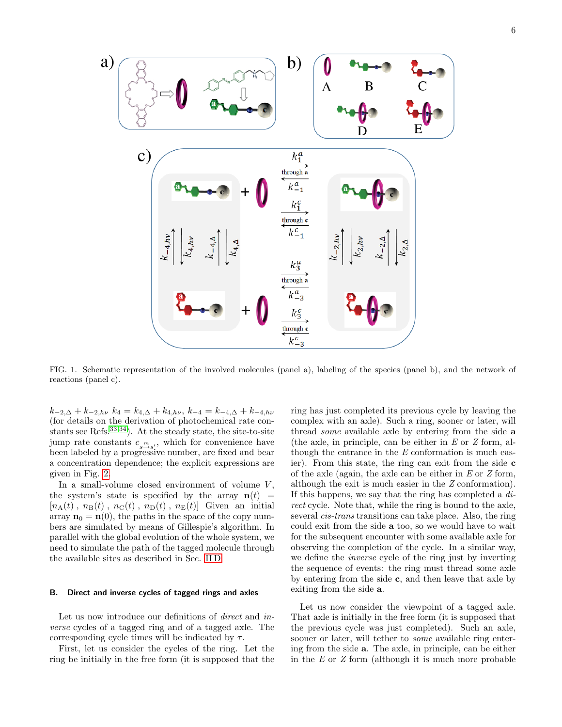FIG. 1. Schematic representation of the involved molecules (panel a), labeling of the species (panel b), and the network of reactions (panel c).

$k_{-2,\Delta} + k_{-2,h\nu}$ $k_4 = k_{4,\Delta} + k_{4,h\nu}$, $k_{-4} = k_{-4,\Delta} + k_{-4,h\nu}$ (for details on the derivation of photochemical rate constants see Refs.[33,34]). At the steady state, the site-to-site jump rate constants $c_{s \to s'}^{\ m}$, which for convenience have been labeled by a progressive number, are fixed and bear a concentration dependence; the explicit expressions are given in Fig. 2.

In a small-volume closed environment of volume $V$, the system's state is specified by the array $\mathbf{n}(t) = [n_{\rm A}(t)\ , n_{\rm B}(t)\ , n_{\rm C}(t)\ , n_{\rm D}(t)\ , n_{\rm E}(t)]$ Given an initial array $\mathbf{n}_0 = \mathbf{n}(0)$, the paths in the space of the copy numbers are simulated by means of Gillespie's algorithm. In parallel with the global evolution of the whole system, we need to simulate the path of the tagged molecule through the available sites as described in Sec. II D.

### B. Direct and inverse cycles of tagged rings and axles

Let us now introduce our definitions of *direct* and *inverse* cycles of a tagged ring and of a tagged axle. The corresponding cycle times will be indicated by $\tau$.

First, let us consider the cycles of the ring. Let the ring be initially in the free form (it is supposed that the ring has just completed its previous cycle by leaving the complex with an axle). Such a ring, sooner or later, will thread *some* available axle by entering from the side **a** (the axle, in principle, can be either in $E$ or $Z$ form, although the entrance in the $E$ conformation is much easier). From this state, the ring can exit from the side **c** of the axle (again, the axle can be either in $E$ or $Z$ form, although the exit is much easier in the $Z$ conformation). If this happens, we say that the ring has completed a *direct* cycle. Note that, while the ring is bound to the axle, several *cis-trans* transitions can take place. Also, the ring could exit from the side **a** too, so we would have to wait for the subsequent encounter with some available axle for observing the completion of the cycle. In a similar way, we define the *inverse* cycle of the ring just by inverting the sequence of events: the ring must thread some axle by entering from the side **c**, and then leave that axle by exiting from the side **a**.

Let us now consider the viewpoint of a tagged axle. That axle is initially in the free form (it is supposed that the previous cycle was just completed). Such an axle, sooner or later, will tether to *some* available ring entering from the side **a**. The axle, in principle, can be either in the $E$ or $Z$ form (although it is much more probable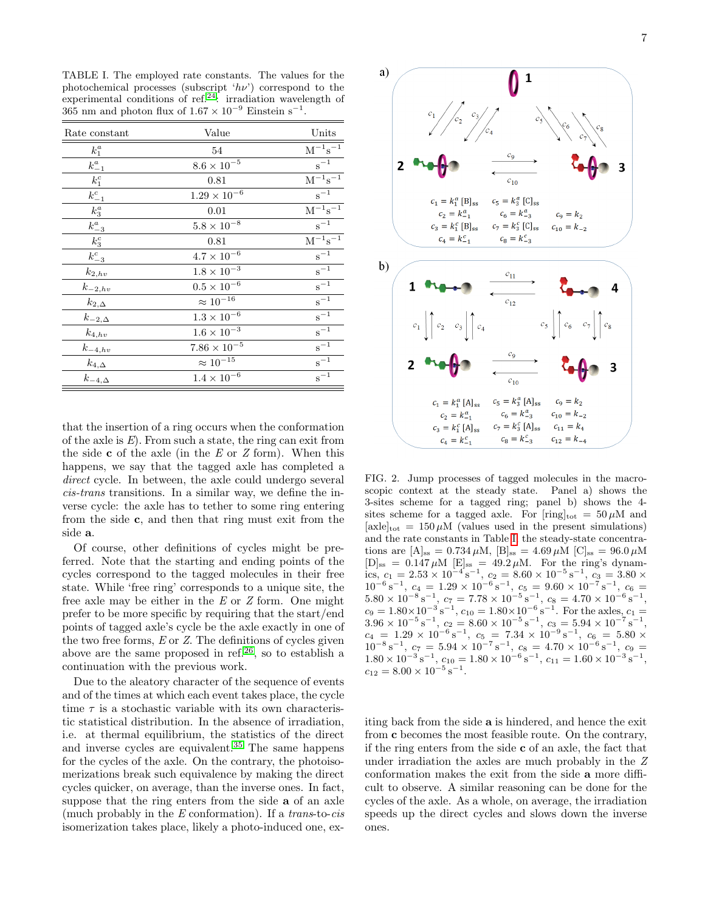TABLE I. The employed rate constants. The values for the photochemical processes (subscript '$h\nu$') correspond to the experimental conditions of ref.[24]: irradiation wavelength of 365 nm and photon flux of $1.67 \times 10^{-9}$ Einstein s$^{-1}$.

| Rate constant | Value | Units |
|---|---|---|
| $k_1^a$ | 54 | M$^{-1}$s$^{-1}$ |
| $k_{-1}^a$ | $8.6 \times 10^{-5}$ | s$^{-1}$ |
| $k_1^c$ | 0.81 | M$^{-1}$s$^{-1}$ |
| $k_{-1}^c$ | $1.29 \times 10^{-6}$ | s$^{-1}$ |
| $k_3^a$ | 0.01 | M$^{-1}$s$^{-1}$ |
| $k_{-3}^a$ | $5.8 \times 10^{-8}$ | s$^{-1}$ |
| $k_3^c$ | 0.81 | M$^{-1}$s$^{-1}$ |
| $k_{-3}^c$ | $4.7 \times 10^{-6}$ | s$^{-1}$ |
| $k_{2,h\nu}$ | $1.8 \times 10^{-3}$ | s$^{-1}$ |
| $k_{-2,h\nu}$ | $0.5 \times 10^{-6}$ | s$^{-1}$ |
| $k_{2,\Delta}$ | $\approx 10^{-16}$ | s$^{-1}$ |
| $k_{-2,\Delta}$ | $1.3 \times 10^{-6}$ | s$^{-1}$ |
| $k_{4,h\nu}$ | $1.6 \times 10^{-3}$ | s$^{-1}$ |
| $k_{-4,h\nu}$ | $7.86 \times 10^{-5}$ | s$^{-1}$ |
| $k_{4,\Delta}$ | $\approx 10^{-15}$ | s$^{-1}$ |
| $k_{-4,\Delta}$ | $1.4 \times 10^{-6}$ | s$^{-1}$ |

that the insertion of a ring occurs when the conformation of the axle is $E$). From such a state, the ring can exit from the side **c** of the axle (in the $E$ or $Z$ form). When this happens, we say that the tagged axle has completed a *direct* cycle. In between, the axle could undergo several *cis-trans* transitions. In a similar way, we define the inverse cycle: the axle has to tether to some ring entering from the side **c**, and then that ring must exit from the side **a**.

Of course, other definitions of cycles might be preferred. Note that the starting and ending points of the cycles correspond to the tagged molecules in their free state. While 'free ring' corresponds to a unique site, the free axle may be either in the $E$ or $Z$ form. One might prefer to be more specific by requiring that the start/end points of tagged axle's cycle be the axle exactly in one of the two free forms, $E$ or $Z$. The definitions of cycles given above are the same proposed in ref.[26], so to establish a continuation with the previous work.

Due to the aleatory character of the sequence of events and of the times at which each event takes place, the cycle time $\tau$ is a stochastic variable with its own characteristic statistical distribution. In the absence of irradiation, i.e. at thermal equilibrium, the statistics of the direct and inverse cycles are equivalent.[35] The same happens for the cycles of the axle. On the contrary, the photoisomerizations break such equivalence by making the direct cycles quicker, on average, than the inverse ones. In fact, suppose that the ring enters from the side **a** of an axle (much probably in the $E$ conformation). If a *trans*-to-*cis* isomerization takes place, likely a photo-induced one, exiting back from the side **a** is hindered, and hence the exit from **c** becomes the most feasible route. On the contrary, if the ring enters from the side **c** of an axle, the fact that under irradiation the axles are much probably in the $Z$ conformation makes the exit from the side **a** more difficult to observe. A similar reasoning can be done for the cycles of the axle. As a whole, on average, the irradiation speeds up the direct cycles and slows down the inverse ones.

FIG. 2. Jump processes of tagged molecules in the macroscopic context at the steady state. Panel a) shows the 3-sites scheme for a tagged ring; panel b) shows the 4-sites scheme for a tagged axle. For $[\mathrm{ring}]_{\mathrm{tot}} = 50\,\mu$M and $[\mathrm{axle}]_{\mathrm{tot}} = 150\,\mu$M (values used in the present simulations) and the rate constants in Table I, the steady-state concentrations are $[\mathrm{A}]_{\mathrm{ss}} = 0.734\,\mu$M, $[\mathrm{B}]_{\mathrm{ss}} = 4.69\,\mu$M $[\mathrm{C}]_{\mathrm{ss}} = 96.0\,\mu$M $[\mathrm{D}]_{\mathrm{ss}} = 0.147\,\mu$M $[\mathrm{E}]_{\mathrm{ss}} = 49.2\,\mu$M. For the ring's dynamics, $c_1 = 2.53 \times 10^{-4}\,\mathrm{s}^{-1}$, $c_2 = 8.60 \times 10^{-5}\,\mathrm{s}^{-1}$, $c_3 = 3.80 \times 10^{-6}\,\mathrm{s}^{-1}$, $c_4 = 1.29 \times 10^{-6}\,\mathrm{s}^{-1}$, $c_5 = 9.60 \times 10^{-7}\,\mathrm{s}^{-1}$, $c_6 = 5.80 \times 10^{-8}\,\mathrm{s}^{-1}$, $c_7 = 7.78 \times 10^{-5}\,\mathrm{s}^{-1}$, $c_8 = 4.70 \times 10^{-6}\,\mathrm{s}^{-1}$, $c_9 = 1.80 \times 10^{-3}\,\mathrm{s}^{-1}$, $c_{10} = 1.80 \times 10^{-6}\,\mathrm{s}^{-1}$. For the axles, $c_1 = 3.96 \times 10^{-5}\,\mathrm{s}^{-1}$, $c_2 = 8.60 \times 10^{-5}\,\mathrm{s}^{-1}$, $c_3 = 5.94 \times 10^{-7}\,\mathrm{s}^{-1}$, $c_4 = 1.29 \times 10^{-6}\,\mathrm{s}^{-1}$, $c_5 = 7.34 \times 10^{-9}\,\mathrm{s}^{-1}$, $c_6 = 5.80 \times 10^{-8}\,\mathrm{s}^{-1}$, $c_7 = 5.94 \times 10^{-7}\,\mathrm{s}^{-1}$, $c_8 = 4.70 \times 10^{-6}\,\mathrm{s}^{-1}$, $c_9 = 1.80 \times 10^{-3}\,\mathrm{s}^{-1}$, $c_{10} = 1.80 \times 10^{-6}\,\mathrm{s}^{-1}$, $c_{11} = 1.60 \times 10^{-3}\,\mathrm{s}^{-1}$, $c_{12} = 8.00 \times 10^{-5}\,\mathrm{s}^{-1}$.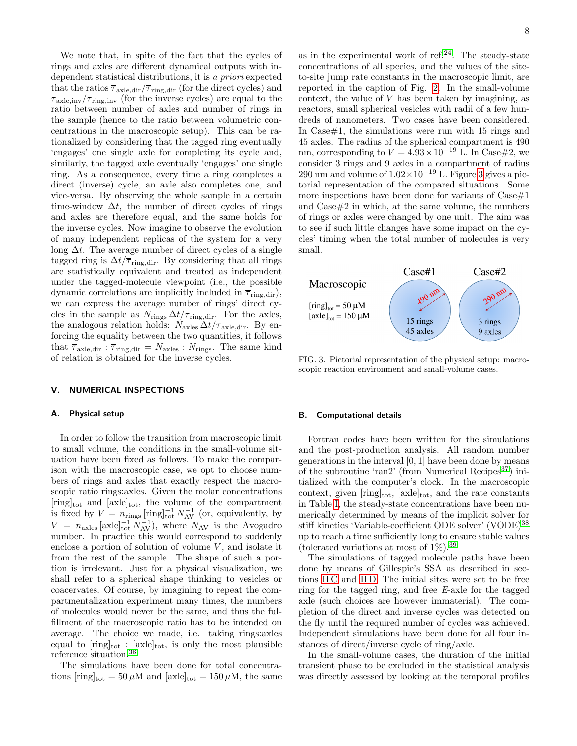We note that, in spite of the fact that the cycles of rings and axles are different dynamical outputs with independent statistical distributions, it is *a priori* expected that the ratios $\overline{\tau}_{\rm axle,dir}/\overline{\tau}_{\rm ring,dir}$ (for the direct cycles) and $\overline{\tau}_{\rm axle,inv}/\overline{\tau}_{\rm ring,inv}$ (for the inverse cycles) are equal to the ratio between number of axles and number of rings in the sample (hence to the ratio between volumetric concentrations in the macroscopic setup). This can be rationalized by considering that the tagged ring eventually 'engages' one single axle for completing its cycle and, similarly, the tagged axle eventually 'engages' one single ring. As a consequence, every time a ring completes a direct (inverse) cycle, an axle also completes one, and vice-versa. By observing the whole sample in a certain time-window $\Delta t$, the number of direct cycles of rings and axles are therefore equal, and the same holds for the inverse cycles. Now imagine to observe the evolution of many independent replicas of the system for a very long $\Delta t$. The average number of direct cycles of a single tagged ring is $\Delta t/\overline{\tau}_{\rm ring,dir}$. By considering that all rings are statistically equivalent and treated as independent under the tagged-molecule viewpoint (i.e., the possible dynamic correlations are implicitly included in $\overline{\tau}_{\rm ring,dir}$), we can express the average number of rings' direct cycles in the sample as $N_{\rm rings}\,\Delta t/\overline{\tau}_{\rm ring,dir}$. For the axles, the analogous relation holds: $N_{\rm axles}\,\Delta t/\overline{\tau}_{\rm axle,dir}$. By enforcing the equality between the two quantities, it follows that $\overline{\tau}_{\rm axle,dir} : \overline{\tau}_{\rm ring,dir} = N_{\rm axles} : N_{\rm rings}$. The same kind of relation is obtained for the inverse cycles.

## V. NUMERICAL INSPECTIONS

### A. Physical setup

In order to follow the transition from macroscopic limit to small volume, the conditions in the small-volume situation have been fixed as follows. To make the comparison with the macroscopic case, we opt to choose numbers of rings and axles that exactly respect the macroscopic ratio rings:axles. Given the molar concentrations $[\text{ring}]_{\rm tot}$ and $[\text{axle}]_{\rm tot}$, the volume of the compartment is fixed by $V = n_{\rm rings}\,[\text{ring}]_{\rm tot}^{-1}\,N_{\rm AV}^{-1}$ (or, equivalently, by $V = n_{\rm axles}\,[\text{axle}]_{\rm tot}^{-1}\,N_{\rm AV}^{-1}$), where $N_{\rm AV}$ is the Avogadro number. In practice this would correspond to suddenly enclose a portion of volume $V$, and isolate it from the rest of the sample. The shape of such a portion is irrelevant. Just for a physical visualization, we shall refer to a spherical shape thinking to vesicles or coacervates. Of course, by imagining to repeat the compartmentalization experiment many times, the numbers of molecules would never be the same, and thus the fulfillment of the macroscopic ratio has to be intended on average. The choice we made, i.e. taking rings:axles equal to $[\text{ring}]_{\rm tot}$ : $[\text{axle}]_{\rm tot}$, is only the most plausible reference situation.[36]

The simulations have been done for total concentrations $[\text{ring}]_{\rm tot} = 50\,\mu$M and $[\text{axle}]_{\rm tot} = 150\,\mu$M, the same as in the experimental work of ref.[24]. The steady-state concentrations of all species, and the values of the site-to-site jump rate constants in the macroscopic limit, are reported in the caption of Fig. 2. In the small-volume context, the value of $V$ has been taken by imagining, as reactors, small spherical vesicles with radii of a few hundreds of nanometers. Two cases have been considered. In Case#1, the simulations were run with 15 rings and 45 axles. The radius of the spherical compartment is 490 nm, corresponding to $V = 4.93\times10^{-19}$ L. In Case#2, we consider 3 rings and 9 axles in a compartment of radius 290 nm and volume of $1.02\times10^{-19}$ L. Figure 3 gives a pictorial representation of the compared situations. Some more inspections have been done for variants of Case#1 and Case#2 in which, at the same volume, the numbers of rings or axles were changed by one unit. The aim was to see if such little changes have some impact on the cycles' timing when the total number of molecules is very small.

Macroscopic: $[\text{ring}]_{\rm tot}$ = 50 μM, $[\text{axle}]_{\rm tot}$ = 150 μM. Case#1: 490 nm, 15 rings, 45 axles. Case#2: 290 nm, 3 rings, 9 axles.

FIG. 3. Pictorial representation of the physical setup: macroscopic reaction environment and small-volume cases.

### B. Computational details

Fortran codes have been written for the simulations and the post-production analysis. All random number generations in the interval [0, 1] have been done by means of the subroutine 'ran2' (from Numerical Recipes[37]) initialized with the computer's clock. In the macroscopic context, given $[\text{ring}]_{\rm tot}$, $[\text{axle}]_{\rm tot}$, and the rate constants in Table I, the steady-state concentrations have been numerically determined by means of the implicit solver for stiff kinetics 'Variable-coefficient ODE solver' (VODE)[38] up to reach a time sufficiently long to ensure stable values (tolerated variations at most of 1%).[39]

The simulations of tagged molecule paths have been done by means of Gillespie's SSA as described in sections II C and II D. The initial sites were set to be free ring for the tagged ring, and free $E$-axle for the tagged axle (such choices are however immaterial). The completion of the direct and inverse cycles was detected on the fly until the required number of cycles was achieved. Independent simulations have been done for all four instances of direct/inverse cycle of ring/axle.

In the small-volume cases, the duration of the initial transient phase to be excluded in the statistical analysis was directly assessed by looking at the temporal profiles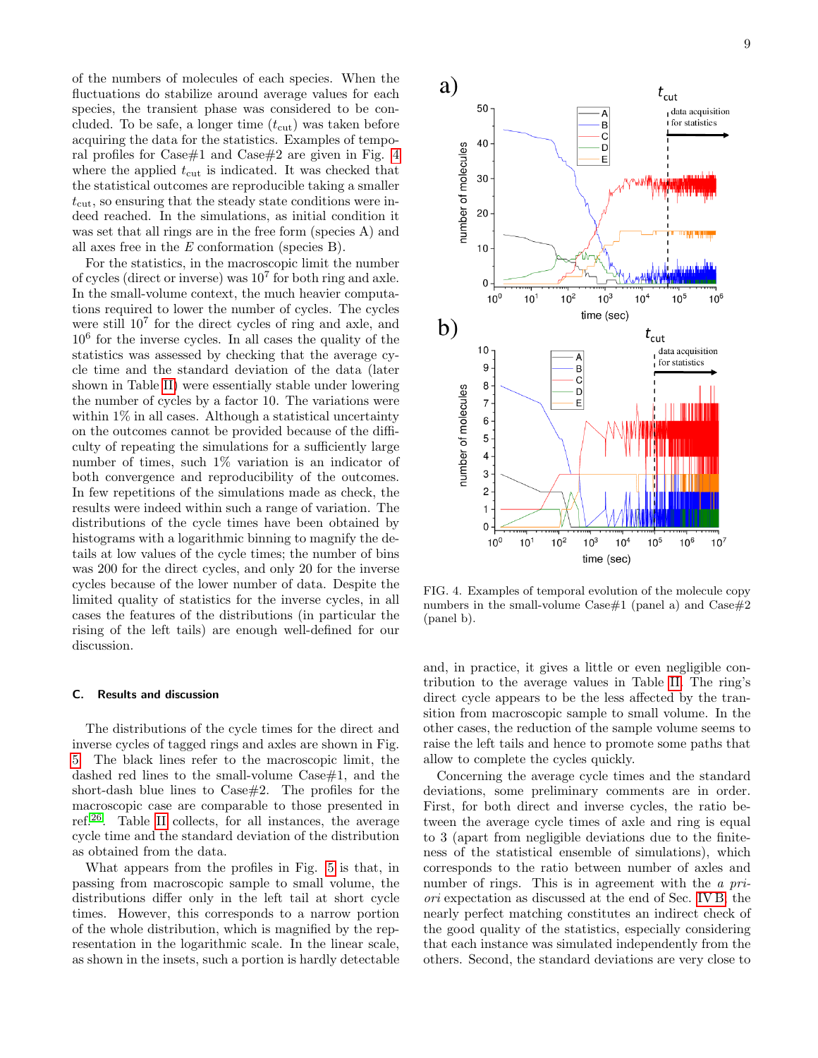of the numbers of molecules of each species. When the fluctuations do stabilize around average values for each species, the transient phase was considered to be concluded. To be safe, a longer time ($t_{\rm cut}$) was taken before acquiring the data for the statistics. Examples of temporal profiles for Case#1 and Case#2 are given in Fig. 4 where the applied $t_{\rm cut}$ is indicated. It was checked that the statistical outcomes are reproducible taking a smaller $t_{\rm cut}$, so ensuring that the steady state conditions were indeed reached. In the simulations, as initial condition it was set that all rings are in the free form (species A) and all axes free in the $E$ conformation (species B).

For the statistics, in the macroscopic limit the number of cycles (direct or inverse) was $10^7$ for both ring and axle. In the small-volume context, the much heavier computations required to lower the number of cycles. The cycles were still $10^7$ for the direct cycles of ring and axle, and $10^6$ for the inverse cycles. In all cases the quality of the statistics was assessed by checking that the average cycle time and the standard deviation of the data (later shown in Table II) were essentially stable under lowering the number of cycles by a factor 10. The variations were within 1% in all cases. Although a statistical uncertainty on the outcomes cannot be provided because of the difficulty of repeating the simulations for a sufficiently large number of times, such 1% variation is an indicator of both convergence and reproducibility of the outcomes. In few repetitions of the simulations made as check, the results were indeed within such a range of variation. The distributions of the cycle times have been obtained by histograms with a logarithmic binning to magnify the details at low values of the cycle times; the number of bins was 200 for the direct cycles, and only 20 for the inverse cycles because of the lower number of data. Despite the limited quality of statistics for the inverse cycles, in all cases the features of the distributions (in particular the rising of the left tails) are enough well-defined for our discussion.

FIG. 4. Examples of temporal evolution of the molecule copy numbers in the small-volume Case#1 (panel a) and Case#2 (panel b).

### C. Results and discussion

The distributions of the cycle times for the direct and inverse cycles of tagged rings and axles are shown in Fig. 5. The black lines refer to the macroscopic limit, the dashed red lines to the small-volume Case#1, and the short-dash blue lines to Case#2. The profiles for the macroscopic case are comparable to those presented in ref.[26]. Table II collects, for all instances, the average cycle time and the standard deviation of the distribution as obtained from the data.

What appears from the profiles in Fig. 5 is that, in passing from macroscopic sample to small volume, the distributions differ only in the left tail at short cycle times. However, this corresponds to a narrow portion of the whole distribution, which is magnified by the representation in the logarithmic scale. In the linear scale, as shown in the insets, such a portion is hardly detectable and, in practice, it gives a little or even negligible contribution to the average values in Table II. The ring's direct cycle appears to be the less affected by the transition from macroscopic sample to small volume. In the other cases, the reduction of the sample volume seems to raise the left tails and hence to promote some paths that allow to complete the cycles quickly.

Concerning the average cycle times and the standard deviations, some preliminary comments are in order. First, for both direct and inverse cycles, the ratio between the average cycle times of axle and ring is equal to 3 (apart from negligible deviations due to the finiteness of the statistical ensemble of simulations), which corresponds to the ratio between number of axles and number of rings. This is in agreement with the *a priori* expectation as discussed at the end of Sec. IV B; the nearly perfect matching constitutes an indirect check of the good quality of the statistics, especially considering that each instance was simulated independently from the others. Second, the standard deviations are very close to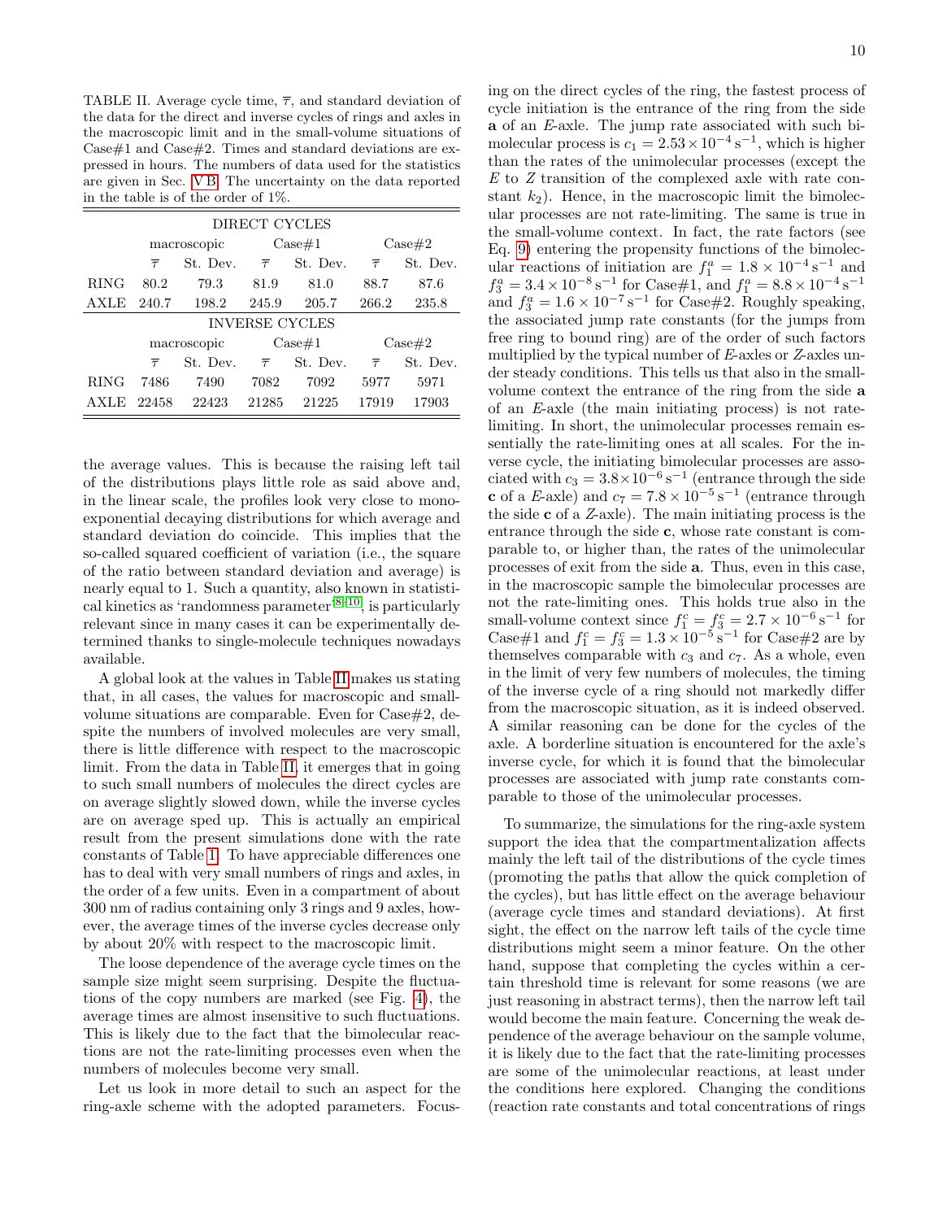TABLE II. Average cycle time, $\overline{\tau}$, and standard deviation of the data for the direct and inverse cycles of rings and axles in the macroscopic limit and in the small-volume situations of Case#1 and Case#2. Times and standard deviations are expressed in hours. The numbers of data used for the statistics are given in Sec. V B. The uncertainty on the data reported in the table is of the order of 1%.

| DIRECT CYCLES | | | | | | |
|---|---|---|---|---|---|---|
| | macroscopic | | Case#1 | | Case#2 | |
| | $\overline{\tau}$ | St. Dev. | $\overline{\tau}$ | St. Dev. | $\overline{\tau}$ | St. Dev. |
| RING | 80.2 | 79.3 | 81.9 | 81.0 | 88.7 | 87.6 |
| AXLE | 240.7 | 198.2 | 245.9 | 205.7 | 266.2 | 235.8 |
| **INVERSE CYCLES** | | | | | | |
| | macroscopic | | Case#1 | | Case#2 | |
| | $\overline{\tau}$ | St. Dev. | $\overline{\tau}$ | St. Dev. | $\overline{\tau}$ | St. Dev. |
| RING | 7486 | 7490 | 7082 | 7092 | 5977 | 5971 |
| AXLE | 22458 | 22423 | 21285 | 21225 | 17919 | 17903 |

the average values. This is because the raising left tail of the distributions plays little role as said above and, in the linear scale, the profiles look very close to mono-exponential decaying distributions for which average and standard deviation do coincide. This implies that the so-called squared coefficient of variation (i.e., the square of the ratio between standard deviation and average) is nearly equal to 1. Such a quantity, also known in statistical kinetics as 'randomness parameter'[8–10], is particularly relevant since in many cases it can be experimentally determined thanks to single-molecule techniques nowadays available.

A global look at the values in Table II makes us stating that, in all cases, the values for macroscopic and small-volume situations are comparable. Even for Case#2, despite the numbers of involved molecules are very small, there is little difference with respect to the macroscopic limit. From the data in Table II, it emerges that in going to such small numbers of molecules the direct cycles are on average slightly slowed down, while the inverse cycles are on average sped up. This is actually an empirical result from the present simulations done with the rate constants of Table I. To have appreciable differences one has to deal with very small numbers of rings and axles, in the order of a few units. Even in a compartment of about 300 nm of radius containing only 3 rings and 9 axles, however, the average times of the inverse cycles decrease only by about 20% with respect to the macroscopic limit.

The loose dependence of the average cycle times on the sample size might seem surprising. Despite the fluctuations of the copy numbers are marked (see Fig. 4), the average times are almost insensitive to such fluctuations. This is likely due to the fact that the bimolecular reactions are not the rate-limiting processes even when the numbers of molecules become very small.

Let us look in more detail to such an aspect for the ring-axle scheme with the adopted parameters. Focusing on the direct cycles of the ring, the fastest process of cycle initiation is the entrance of the ring from the side **a** of an $E$-axle. The jump rate associated with such bimolecular process is $c_1 = 2.53 \times 10^{-4}\,\mathrm{s}^{-1}$, which is higher than the rates of the unimolecular processes (except the $E$ to $Z$ transition of the complexed axle with rate constant $k_2$). Hence, in the macroscopic limit the bimolecular processes are not rate-limiting. The same is true in the small-volume context. In fact, the rate factors (see Eq. 9) entering the propensity functions of the bimolecular reactions of initiation are $f_1^a = 1.8 \times 10^{-4}\,\mathrm{s}^{-1}$ and $f_3^a = 3.4 \times 10^{-8}\,\mathrm{s}^{-1}$ for Case#1, and $f_1^a = 8.8 \times 10^{-4}\,\mathrm{s}^{-1}$ and $f_3^a = 1.6 \times 10^{-7}\,\mathrm{s}^{-1}$ for Case#2. Roughly speaking, the associated jump rate constants (for the jumps from free ring to bound ring) are of the order of such factors multiplied by the typical number of $E$-axles or $Z$-axles under steady conditions. This tells us that also in the small-volume context the entrance of the ring from the side **a** of an $E$-axle (the main initiating process) is not rate-limiting. In short, the unimolecular processes remain essentially the rate-limiting ones at all scales. For the inverse cycle, the initiating bimolecular processes are associated with $c_3 = 3.8 \times 10^{-6}\,\mathrm{s}^{-1}$ (entrance through the side **c** of a $E$-axle) and $c_7 = 7.8 \times 10^{-5}\,\mathrm{s}^{-1}$ (entrance through the side **c** of a $Z$-axle). The main initiating process is the entrance through the side **c**, whose rate constant is comparable to, or higher than, the rates of the unimolecular processes of exit from the side **a**. Thus, even in this case, in the macroscopic sample the bimolecular processes are not the rate-limiting ones. This holds true also in the small-volume context since $f_1^c = f_3^c = 2.7 \times 10^{-6}\,\mathrm{s}^{-1}$ for Case#1 and $f_1^c = f_3^c = 1.3 \times 10^{-5}\,\mathrm{s}^{-1}$ for Case#2 are by themselves comparable with $c_3$ and $c_7$. As a whole, even in the limit of very few numbers of molecules, the timing of the inverse cycle of a ring should not markedly differ from the macroscopic situation, as it is indeed observed. A similar reasoning can be done for the cycles of the axle. A borderline situation is encountered for the axle's inverse cycle, for which it is found that the bimolecular processes are associated with jump rate constants comparable to those of the unimolecular processes.

To summarize, the simulations for the ring-axle system support the idea that the compartmentalization affects mainly the left tail of the distributions of the cycle times (promoting the paths that allow the quick completion of the cycles), but has little effect on the average behaviour (average cycle times and standard deviations). At first sight, the effect on the narrow left tails of the cycle time distributions might seem a minor feature. On the other hand, suppose that completing the cycles within a certain threshold time is relevant for some reasons (we are just reasoning in abstract terms), then the narrow left tail would become the main feature. Concerning the weak dependence of the average behaviour on the sample volume, it is likely due to the fact that the rate-limiting processes are some of the unimolecular reactions, at least under the conditions here explored. Changing the conditions (reaction rate constants and total concentrations of rings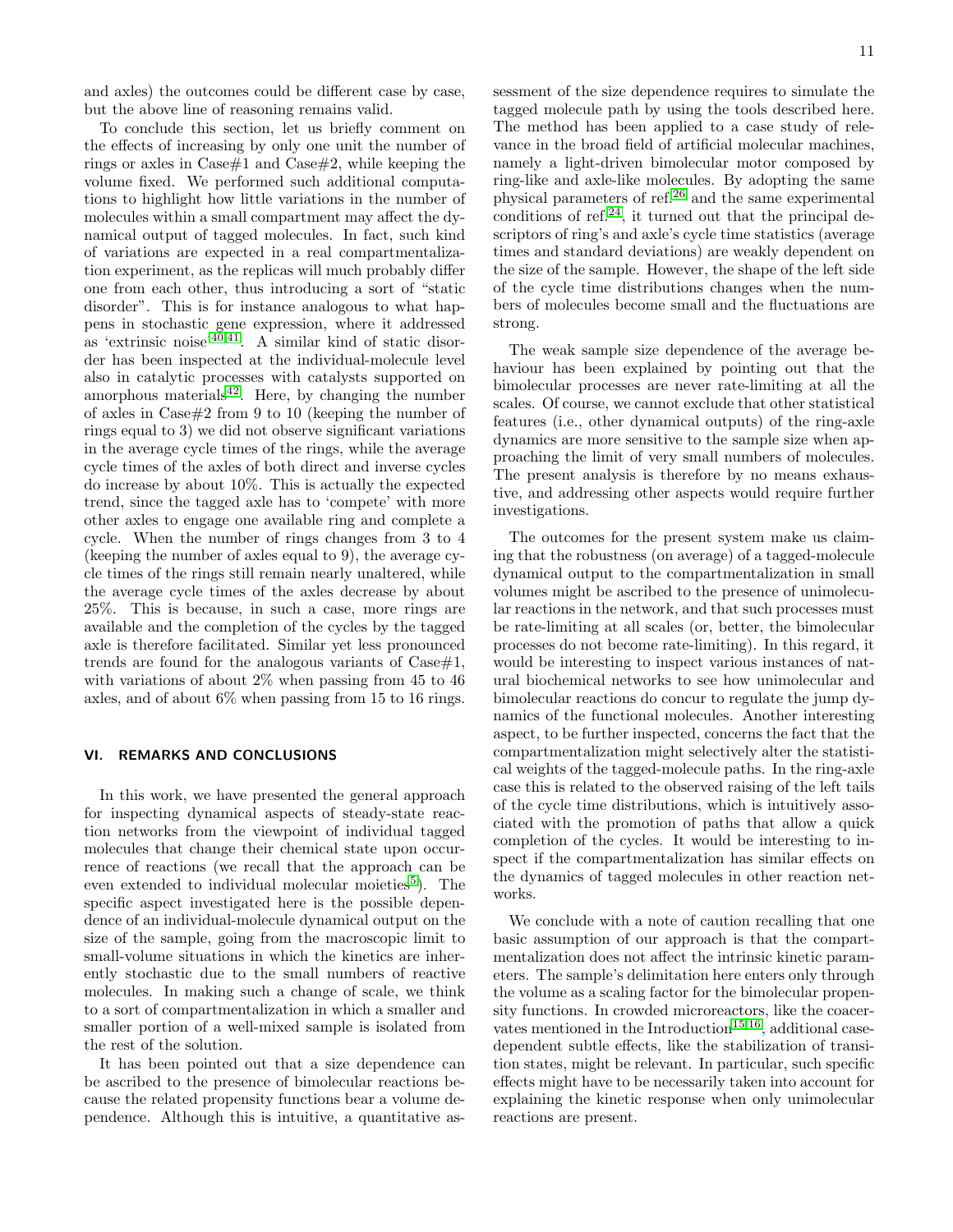and axles) the outcomes could be different case by case, but the above line of reasoning remains valid.

To conclude this section, let us briefly comment on the effects of increasing by only one unit the number of rings or axles in Case#1 and Case#2, while keeping the volume fixed. We performed such additional computations to highlight how little variations in the number of molecules within a small compartment may affect the dynamical output of tagged molecules. In fact, such kind of variations are expected in a real compartmentalization experiment, as the replicas will much probably differ one from each other, thus introducing a sort of "static disorder". This is for instance analogous to what happens in stochastic gene expression, where it addressed as 'extrinsic noise'[40,41]. A similar kind of static disorder has been inspected at the individual-molecule level also in catalytic processes with catalysts supported on amorphous materials[42]. Here, by changing the number of axles in Case#2 from 9 to 10 (keeping the number of rings equal to 3) we did not observe significant variations in the average cycle times of the rings, while the average cycle times of the axles of both direct and inverse cycles do increase by about 10%. This is actually the expected trend, since the tagged axle has to 'compete' with more other axles to engage one available ring and complete a cycle. When the number of rings changes from 3 to 4 (keeping the number of axles equal to 9), the average cycle times of the rings still remain nearly unaltered, while the average cycle times of the axles decrease by about 25%. This is because, in such a case, more rings are available and the completion of the cycles by the tagged axle is therefore facilitated. Similar yet less pronounced trends are found for the analogous variants of Case#1, with variations of about 2% when passing from 45 to 46 axles, and of about 6% when passing from 15 to 16 rings.

## VI. REMARKS AND CONCLUSIONS

In this work, we have presented the general approach for inspecting dynamical aspects of steady-state reaction networks from the viewpoint of individual tagged molecules that change their chemical state upon occurrence of reactions (we recall that the approach can be even extended to individual molecular moieties[5]). The specific aspect investigated here is the possible dependence of an individual-molecule dynamical output on the size of the sample, going from the macroscopic limit to small-volume situations in which the kinetics are inherently stochastic due to the small numbers of reactive molecules. In making such a change of scale, we think to a sort of compartmentalization in which a smaller and smaller portion of a well-mixed sample is isolated from the rest of the solution.

It has been pointed out that a size dependence can be ascribed to the presence of bimolecular reactions because the related propensity functions bear a volume dependence. Although this is intuitive, a quantitative assessment of the size dependence requires to simulate the tagged molecule path by using the tools described here. The method has been applied to a case study of relevance in the broad field of artificial molecular machines, namely a light-driven bimolecular motor composed by ring-like and axle-like molecules. By adopting the same physical parameters of ref.[26] and the same experimental conditions of ref.[24], it turned out that the principal descriptors of ring's and axle's cycle time statistics (average times and standard deviations) are weakly dependent on the size of the sample. However, the shape of the left side of the cycle time distributions changes when the numbers of molecules become small and the fluctuations are strong.

The weak sample size dependence of the average behaviour has been explained by pointing out that the bimolecular processes are never rate-limiting at all the scales. Of course, we cannot exclude that other statistical features (i.e., other dynamical outputs) of the ring-axle dynamics are more sensitive to the sample size when approaching the limit of very small numbers of molecules. The present analysis is therefore by no means exhaustive, and addressing other aspects would require further investigations.

The outcomes for the present system make us claiming that the robustness (on average) of a tagged-molecule dynamical output to the compartmentalization in small volumes might be ascribed to the presence of unimolecular reactions in the network, and that such processes must be rate-limiting at all scales (or, better, the bimolecular processes do not become rate-limiting). In this regard, it would be interesting to inspect various instances of natural biochemical networks to see how unimolecular and bimolecular reactions do concur to regulate the jump dynamics of the functional molecules. Another interesting aspect, to be further inspected, concerns the fact that the compartmentalization might selectively alter the statistical weights of the tagged-molecule paths. In the ring-axle case this is related to the observed raising of the left tails of the cycle time distributions, which is intuitively associated with the promotion of paths that allow a quick completion of the cycles. It would be interesting to inspect if the compartmentalization has similar effects on the dynamics of tagged molecules in other reaction networks.

We conclude with a note of caution recalling that one basic assumption of our approach is that the compartmentalization does not affect the intrinsic kinetic parameters. The sample's delimitation here enters only through the volume as a scaling factor for the bimolecular propensity functions. In crowded microreactors, like the coacervates mentioned in the Introduction[15,16], additional case-dependent subtle effects, like the stabilization of transition states, might be relevant. In particular, such specific effects might have to be necessarily taken into account for explaining the kinetic response when only unimolecular reactions are present.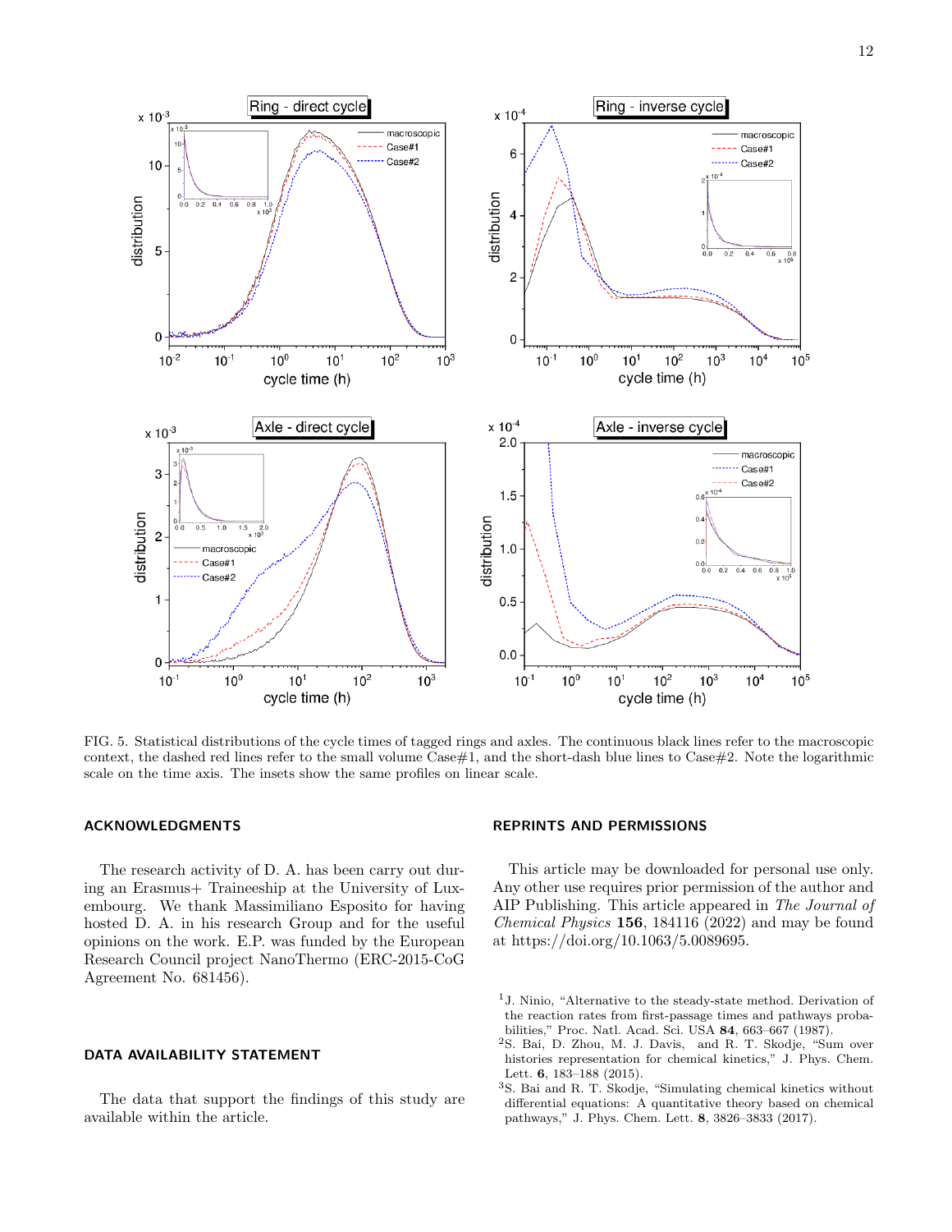FIG. 5. Statistical distributions of the cycle times of tagged rings and axles. The continuous black lines refer to the macroscopic context, the dashed red lines refer to the small volume Case#1, and the short-dash blue lines to Case#2. Note the logarithmic scale on the time axis. The insets show the same profiles on linear scale.

## ACKNOWLEDGMENTS

The research activity of D. A. has been carry out during an Erasmus+ Traineeship at the University of Luxembourg. We thank Massimiliano Esposito for having hosted D. A. in his research Group and for the useful opinions on the work. E.P. was funded by the European Research Council project NanoThermo (ERC-2015-CoG Agreement No. 681456).

## DATA AVAILABILITY STATEMENT

The data that support the findings of this study are available within the article.

## REPRINTS AND PERMISSIONS

This article may be downloaded for personal use only. Any other use requires prior permission of the author and AIP Publishing. This article appeared in *The Journal of Chemical Physics* **156**, 184116 (2022) and may be found at https://doi.org/10.1063/5.0089695.

[1] J. Ninio, "Alternative to the steady-state method. Derivation of the reaction rates from first-passage times and pathways probabilities," Proc. Natl. Acad. Sci. USA **84**, 663–667 (1987).

[2] S. Bai, D. Zhou, M. J. Davis, and R. T. Skodje, "Sum over histories representation for chemical kinetics," J. Phys. Chem. Lett. **6**, 183–188 (2015).

[3] S. Bai and R. T. Skodje, "Simulating chemical kinetics without differential equations: A quantitative theory based on chemical pathways," J. Phys. Chem. Lett. **8**, 3826–3833 (2017).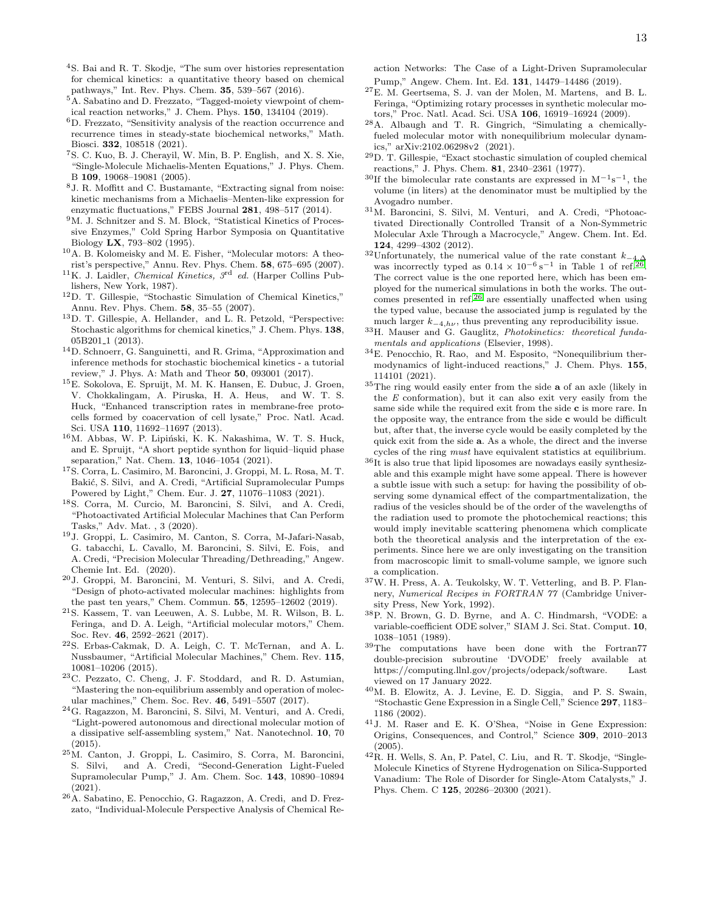[4] S. Bai and R. T. Skodje, "The sum over histories representation for chemical kinetics: a quantitative theory based on chemical pathways," Int. Rev. Phys. Chem. **35**, 539–567 (2016).

[5] A. Sabatino and D. Frezzato, "Tagged-moiety viewpoint of chemical reaction networks," J. Chem. Phys. **150**, 134104 (2019).

[6] D. Frezzato, "Sensitivity analysis of the reaction occurrence and recurrence times in steady-state biochemical networks," Math. Biosci. **332**, 108518 (2021).

[7] S. C. Kuo, B. J. Cherayil, W. Min, B. P. English, and X. S. Xie, "Single-Molecule Michaelis-Menten Equations," J. Phys. Chem. B **109**, 19068–19081 (2005).

[8] J. R. Moffitt and C. Bustamante, "Extracting signal from noise: kinetic mechanisms from a Michaelis–Menten-like expression for enzymatic fluctuations," FEBS Journal **281**, 498–517 (2014).

[9] M. J. Schnitzer and S. M. Block, "Statistical Kinetics of Processive Enzymes," Cold Spring Harbor Symposia on Quantitative Biology **LX**, 793–802 (1995).

[10] A. B. Kolomeisky and M. E. Fisher, "Molecular motors: A theorist's perspective," Annu. Rev. Phys. Chem. **58**, 675–695 (2007).

[11] K. J. Laidler, *Chemical Kinetics, 3rd ed.* (Harper Collins Publishers, New York, 1987).

[12] D. T. Gillespie, "Stochastic Simulation of Chemical Kinetics," Annu. Rev. Phys. Chem. **58**, 35–55 (2007).

[13] D. T. Gillespie, A. Hellander, and L. R. Petzold, "Perspective: Stochastic algorithms for chemical kinetics," J. Chem. Phys. **138**, 05B201_1 (2013).

[14] D. Schnoerr, G. Sanguinetti, and R. Grima, "Approximation and inference methods for stochastic biochemical kinetics - a tutorial review," J. Phys. A: Math and Theor **50**, 093001 (2017).

[15] E. Sokolova, E. Spruijt, M. M. K. Hansen, E. Dubuc, J. Groen, V. Chokkalingam, A. Piruska, H. A. Heus, and W. T. S. Huck, "Enhanced transcription rates in membrane-free protocells formed by coacervation of cell lysate," Proc. Natl. Acad. Sci. USA **110**, 11692–11697 (2013).

[16] M. Abbas, W. P. Lipiński, K. K. Nakashima, W. T. S. Huck, and E. Spruijt, "A short peptide synthon for liquid–liquid phase separation," Nat. Chem. **13**, 1046–1054 (2021).

[17] S. Corra, L. Casimiro, M. Baroncini, J. Groppi, M. L. Rosa, M. T. Bakić, S. Silvi, and A. Credi, "Artificial Supramolecular Pumps Powered by Light," Chem. Eur. J. **27**, 11076–11083 (2021).

[18] S. Corra, M. Curcio, M. Baroncini, S. Silvi, and A. Credi, "Photoactivated Artificial Molecular Machines that Can Perform Tasks," Adv. Mat. , 3 (2020).

[19] J. Groppi, L. Casimiro, M. Canton, S. Corra, M-Jafari-Nasab, G. tabacchi, L. Cavallo, M. Baroncini, S. Silvi, E. Fois, and A. Credi, "Precision Molecular Threading/Dethreading," Angew. Chemie Int. Ed. (2020).

[20] J. Groppi, M. Baroncini, M. Venturi, S. Silvi, and A. Credi, "Design of photo-activated molecular machines: highlights from the past ten years," Chem. Commun. **55**, 12595–12602 (2019).

[21] S. Kassem, T. van Leeuwen, A. S. Lubbe, M. R. Wilson, B. L. Feringa, and D. A. Leigh, "Artificial molecular motors," Chem. Soc. Rev. **46**, 2592–2621 (2017).

[22] S. Erbas-Cakmak, D. A. Leigh, C. T. McTernan, and A. L. Nussbaumer, "Artificial Molecular Machines," Chem. Rev. **115**, 10081–10206 (2015).

[23] C. Pezzato, C. Cheng, J. F. Stoddard, and R. D. Astumian, "Mastering the non-equilibrium assembly and operation of molecular machines," Chem. Soc. Rev. **46**, 5491–5507 (2017).

[24] G. Ragazzon, M. Baroncini, S. Silvi, M. Venturi, and A. Credi, "Light-powered autonomous and directional molecular motion of a dissipative self-assembling system," Nat. Nanotechnol. **10**, 70 (2015).

[25] M. Canton, J. Groppi, L. Casimiro, S. Corra, M. Baroncini, S. Silvi, and A. Credi, "Second-Generation Light-Fueled Supramolecular Pump," J. Am. Chem. Soc. **143**, 10890–10894 (2021).

[26] A. Sabatino, E. Penocchio, G. Ragazzon, A. Credi, and D. Frezzato, "Individual-Molecule Perspective Analysis of Chemical Reaction Networks: The Case of a Light-Driven Supramolecular Pump," Angew. Chem. Int. Ed. **131**, 14479–14486 (2019).

[27] E. M. Geertsema, S. J. van der Molen, M. Martens, and B. L. Feringa, "Optimizing rotary processes in synthetic molecular motors," Proc. Natl. Acad. Sci. USA **106**, 16919–16924 (2009).

[28] A. Albaugh and T. R. Gingrich, "Simulating a chemically-fueled molecular motor with nonequilibrium molecular dynamics," arXiv:2102.06298v2 (2021).

[29] D. T. Gillespie, "Exact stochastic simulation of coupled chemical reactions," J. Phys. Chem. **81**, 2340–2361 (1977).

[30] If the bimolecular rate constants are expressed in $M^{-1}s^{-1}$, the volume (in liters) at the denominator must be multiplied by the Avogadro number.

[31] M. Baroncini, S. Silvi, M. Venturi, and A. Credi, "Photoactivated Directionally Controlled Transit of a Non-Symmetric Molecular Axle Through a Macrocycle," Angew. Chem. Int. Ed. **124**, 4299–4302 (2012).

[32] Unfortunately, the numerical value of the rate constant $k_{-4,\Delta}$ was incorrectly typed as $0.14 \times 10^{-6}\,\mathrm{s}^{-1}$ in Table 1 of ref.[26]. The correct value is the one reported here, which has been employed for the numerical simulations in both the works. The outcomes presented in ref.[26] are essentially unaffected when using the typed value, because the associated jump is regulated by the much larger $k_{-4,h\nu}$, thus preventing any reproducibility issue.

[33] H. Mauser and G. Gauglitz, *Photokinetics: theoretical fundamentals and applications* (Elsevier, 1998).

[34] E. Penocchio, R. Rao, and M. Esposito, "Nonequilibrium thermodynamics of light-induced reactions," J. Chem. Phys. **155**, 114101 (2021).

[35] The ring would easily enter from the side **a** of an axle (likely in the $E$ conformation), but it can also exit very easily from the same side while the required exit from the side **c** is more rare. In the opposite way, the entrance from the side **c** would be difficult but, after that, the inverse cycle would be easily completed by the quick exit from the side **a**. As a whole, the direct and the inverse cycles of the ring *must* have equivalent statistics at equilibrium.

[36] It is also true that lipid liposomes are nowadays easily synthesizable and this example might have some appeal. There is however a subtle issue with such a setup: for having the possibility of observing some dynamical effect of the compartmentalization, the radius of the vesicles should be of the order of the wavelengths of the radiation used to promote the photochemical reactions; this would imply inevitable scattering phenomena which complicate both the theoretical analysis and the interpretation of the experiments. Since here we are only investigating on the transition from macroscopic limit to small-volume sample, we ignore such a complication.

[37] W. H. Press, A. A. Teukolsky, W. T. Vetterling, and B. P. Flannery, *Numerical Recipes in FORTRAN 77* (Cambridge University Press, New York, 1992).

[38] P. N. Brown, G. D. Byrne, and A. C. Hindmarsh, "VODE: a variable-coefficient ODE solver," SIAM J. Sci. Stat. Comput. **10**, 1038–1051 (1989).

[39] The computations have been done with the Fortran77 double-precision subroutine 'DVODE' freely available at https://computing.llnl.gov/projects/odepack/software. Last viewed on 17 January 2022.

[40] M. B. Elowitz, A. J. Levine, E. D. Siggia, and P. S. Swain, "Stochastic Gene Expression in a Single Cell," Science **297**, 1183–1186 (2002).

[41] J. M. Raser and E. K. O'Shea, "Noise in Gene Expression: Origins, Consequences, and Control," Science **309**, 2010–2013 (2005).

[42] R. H. Wells, S. An, P. Patel, C. Liu, and R. T. Skodje, "Single-Molecule Kinetics of Styrene Hydrogenation on Silica-Supported Vanadium: The Role of Disorder for Single-Atom Catalysts," J. Phys. Chem. C **125**, 20286–20300 (2021).